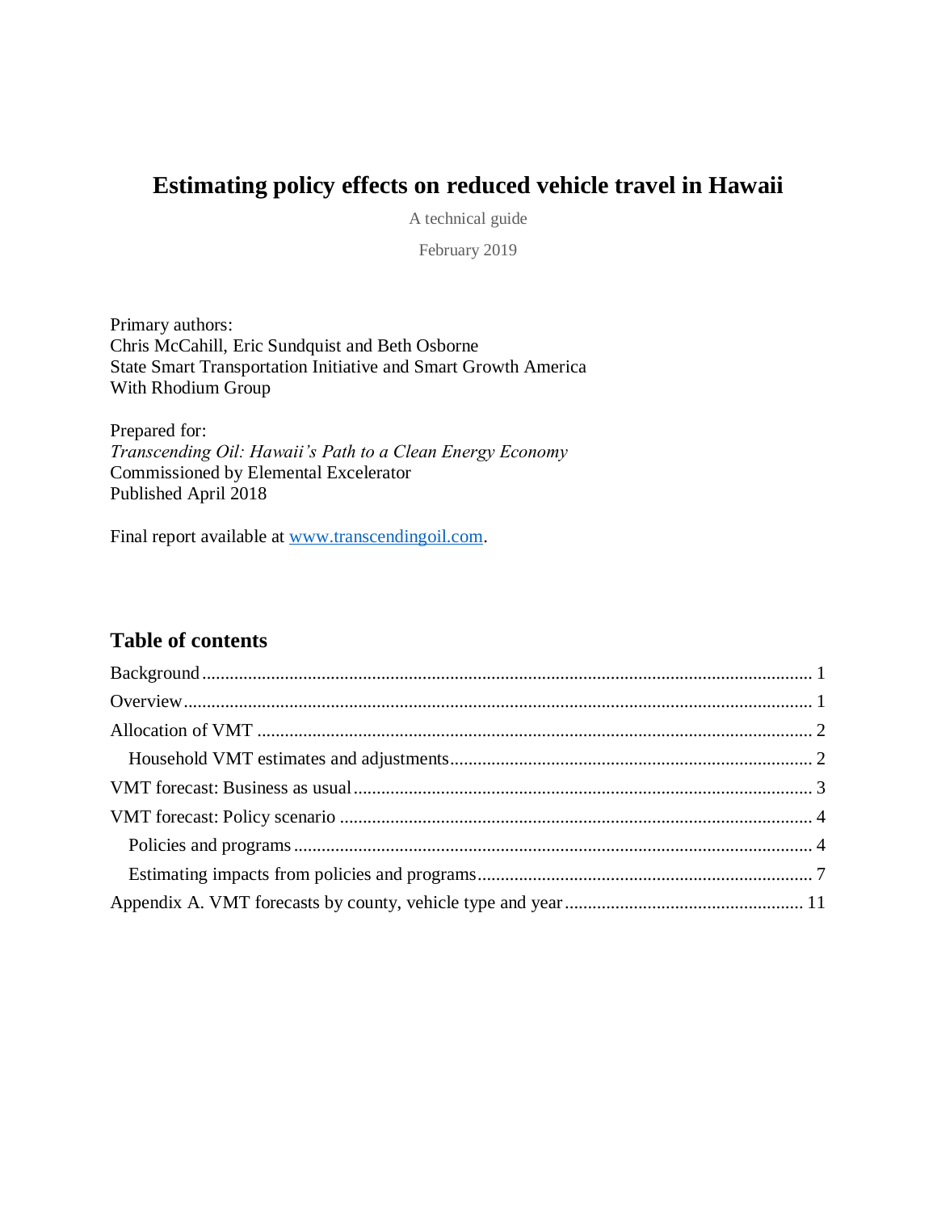# Estimating policy effects on reduced vehicle travel in Hawaii

A technical guide

February 2019

Primary authors:
Chris McCahill, Eric Sundquist and Beth Osborne
State Smart Transportation Initiative and Smart Growth America
With Rhodium Group

Prepared for:
*Transcending Oil: Hawaii's Path to a Clean Energy Economy*
Commissioned by Elemental Excelerator
Published April 2018

Final report available at [www.transcendingoil.com](http://www.transcendingoil.com).

## Table of contents

- Background ........ 1
- Overview ........ 1
- Allocation of VMT ........ 2
  - Household VMT estimates and adjustments ........ 2
- VMT forecast: Business as usual ........ 3
- VMT forecast: Policy scenario ........ 4
  - Policies and programs ........ 4
  - Estimating impacts from policies and programs ........ 7
- Appendix A. VMT forecasts by county, vehicle type and year ........ 11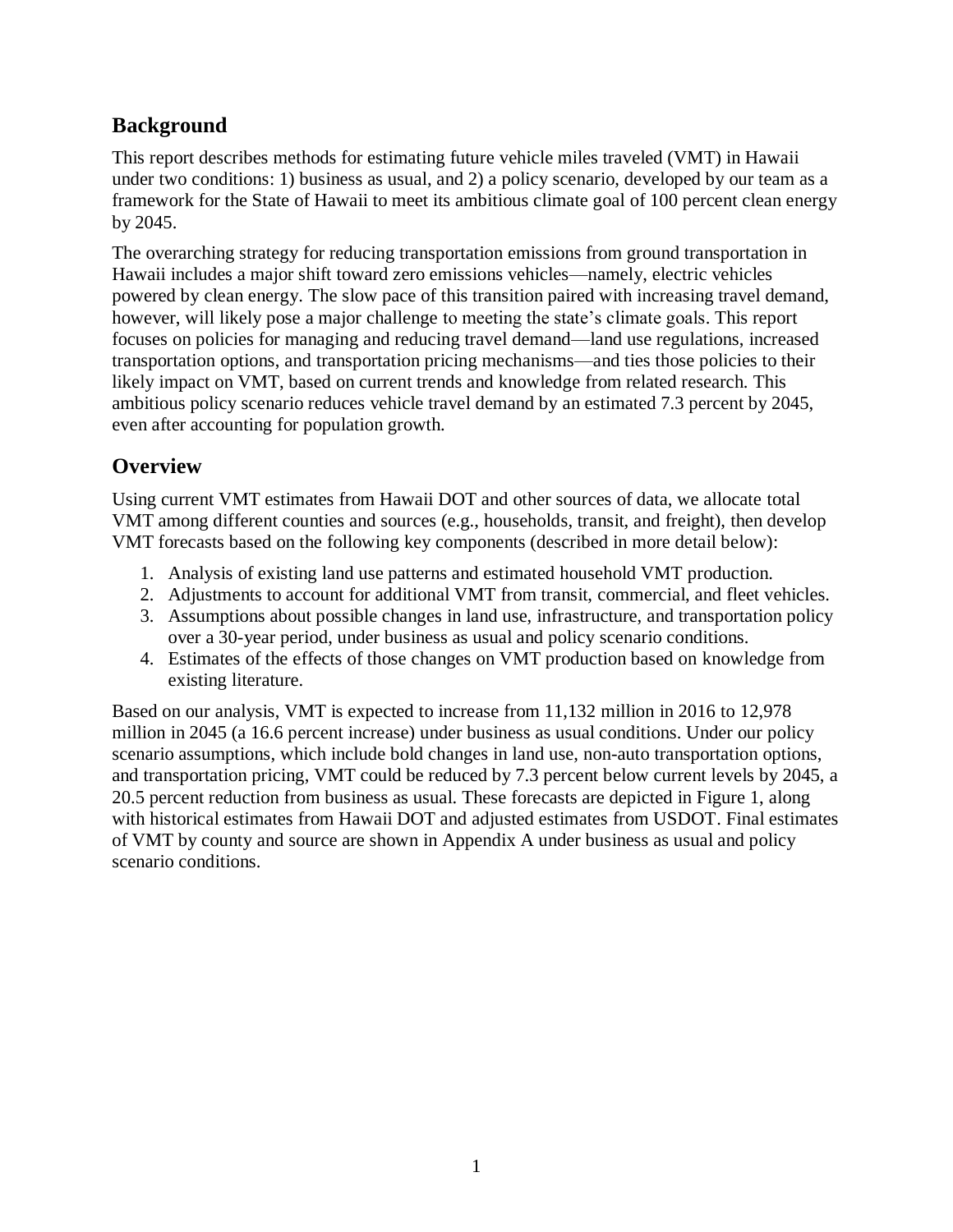## Background

This report describes methods for estimating future vehicle miles traveled (VMT) in Hawaii under two conditions: 1) business as usual, and 2) a policy scenario, developed by our team as a framework for the State of Hawaii to meet its ambitious climate goal of 100 percent clean energy by 2045.

The overarching strategy for reducing transportation emissions from ground transportation in Hawaii includes a major shift toward zero emissions vehicles—namely, electric vehicles powered by clean energy. The slow pace of this transition paired with increasing travel demand, however, will likely pose a major challenge to meeting the state's climate goals. This report focuses on policies for managing and reducing travel demand—land use regulations, increased transportation options, and transportation pricing mechanisms—and ties those policies to their likely impact on VMT, based on current trends and knowledge from related research. This ambitious policy scenario reduces vehicle travel demand by an estimated 7.3 percent by 2045, even after accounting for population growth.

## Overview

Using current VMT estimates from Hawaii DOT and other sources of data, we allocate total VMT among different counties and sources (e.g., households, transit, and freight), then develop VMT forecasts based on the following key components (described in more detail below):

1. Analysis of existing land use patterns and estimated household VMT production.
2. Adjustments to account for additional VMT from transit, commercial, and fleet vehicles.
3. Assumptions about possible changes in land use, infrastructure, and transportation policy over a 30-year period, under business as usual and policy scenario conditions.
4. Estimates of the effects of those changes on VMT production based on knowledge from existing literature.

Based on our analysis, VMT is expected to increase from 11,132 million in 2016 to 12,978 million in 2045 (a 16.6 percent increase) under business as usual conditions. Under our policy scenario assumptions, which include bold changes in land use, non-auto transportation options, and transportation pricing, VMT could be reduced by 7.3 percent below current levels by 2045, a 20.5 percent reduction from business as usual. These forecasts are depicted in Figure 1, along with historical estimates from Hawaii DOT and adjusted estimates from USDOT. Final estimates of VMT by county and source are shown in Appendix A under business as usual and policy scenario conditions.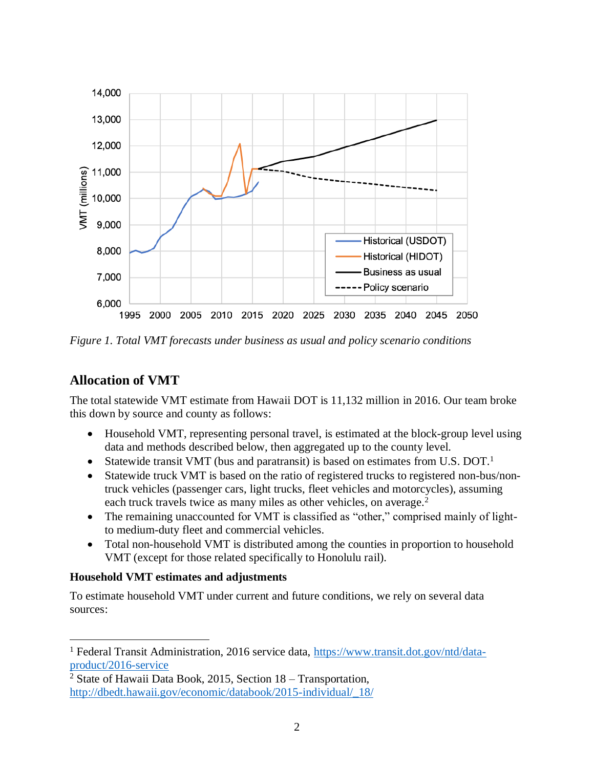14,000
13,000
12,000
11,000
10,000
9,000
8,000
7,000
6,000

VMT (millions)

1995 2000 2005 2010 2015 2020 2025 2030 2035 2040 2045 2050

Historical (USDOT)
Historical (HIDOT)
Business as usual
Policy scenario

*Figure 1. Total VMT forecasts under business as usual and policy scenario conditions*

## Allocation of VMT

The total statewide VMT estimate from Hawaii DOT is 11,132 million in 2016. Our team broke this down by source and county as follows:

- Household VMT, representing personal travel, is estimated at the block-group level using data and methods described below, then aggregated up to the county level.
- Statewide transit VMT (bus and paratransit) is based on estimates from U.S. DOT.[1]
- Statewide truck VMT is based on the ratio of registered trucks to registered non-bus/non-truck vehicles (passenger cars, light trucks, fleet vehicles and motorcycles), assuming each truck travels twice as many miles as other vehicles, on average.[2]
- The remaining unaccounted for VMT is classified as "other," comprised mainly of light- to medium-duty fleet and commercial vehicles.
- Total non-household VMT is distributed among the counties in proportion to household VMT (except for those related specifically to Honolulu rail).

**Household VMT estimates and adjustments**

To estimate household VMT under current and future conditions, we rely on several data sources:

---

[1] Federal Transit Administration, 2016 service data, https://www.transit.dot.gov/ntd/data-product/2016-service

[2] State of Hawaii Data Book, 2015, Section 18 – Transportation, http://dbedt.hawaii.gov/economic/databook/2015-individual/_18/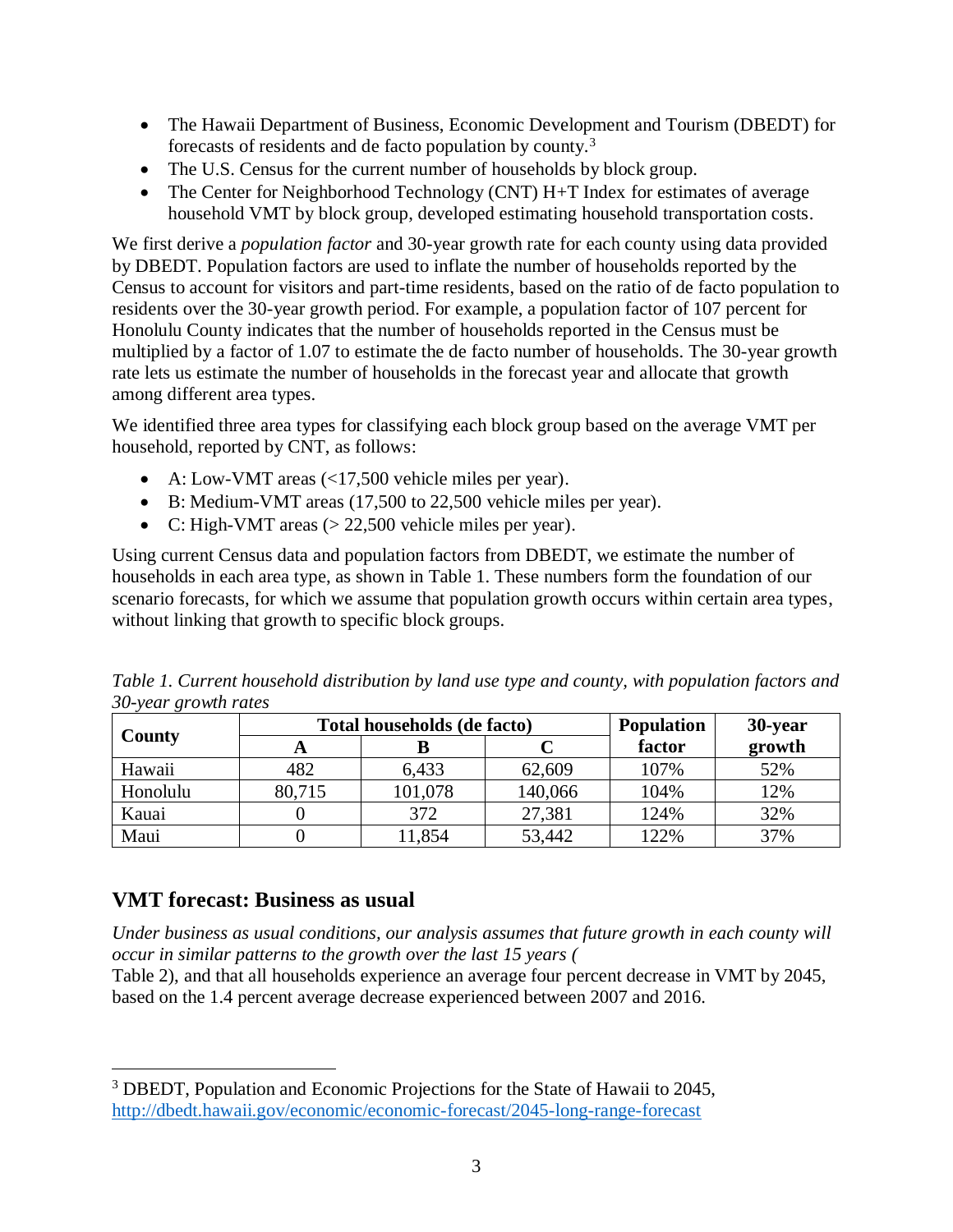- The Hawaii Department of Business, Economic Development and Tourism (DBEDT) for forecasts of residents and de facto population by county.[3]
- The U.S. Census for the current number of households by block group.
- The Center for Neighborhood Technology (CNT) H+T Index for estimates of average household VMT by block group, developed estimating household transportation costs.

We first derive a *population factor* and 30-year growth rate for each county using data provided by DBEDT. Population factors are used to inflate the number of households reported by the Census to account for visitors and part-time residents, based on the ratio of de facto population to residents over the 30-year growth period. For example, a population factor of 107 percent for Honolulu County indicates that the number of households reported in the Census must be multiplied by a factor of 1.07 to estimate the de facto number of households. The 30-year growth rate lets us estimate the number of households in the forecast year and allocate that growth among different area types.

We identified three area types for classifying each block group based on the average VMT per household, reported by CNT, as follows:

- A: Low-VMT areas (<17,500 vehicle miles per year).
- B: Medium-VMT areas (17,500 to 22,500 vehicle miles per year).
- C: High-VMT areas (> 22,500 vehicle miles per year).

Using current Census data and population factors from DBEDT, we estimate the number of households in each area type, as shown in Table 1. These numbers form the foundation of our scenario forecasts, for which we assume that population growth occurs within certain area types, without linking that growth to specific block groups.

*Table 1. Current household distribution by land use type and county, with population factors and 30-year growth rates*

| County | Total households (de facto) | | | Population factor | 30-year growth |
|---|---|---|---|---|---|
| | A | B | C | | |
| Hawaii | 482 | 6,433 | 62,609 | 107% | 52% |
| Honolulu | 80,715 | 101,078 | 140,066 | 104% | 12% |
| Kauai | 0 | 372 | 27,381 | 124% | 32% |
| Maui | 0 | 11,854 | 53,442 | 122% | 37% |

## VMT forecast: Business as usual

*Under business as usual conditions, our analysis assumes that future growth in each county will occur in similar patterns to the growth over the last 15 years (*
Table 2), and that all households experience an average four percent decrease in VMT by 2045, based on the 1.4 percent average decrease experienced between 2007 and 2016.

[3] DBEDT, Population and Economic Projections for the State of Hawaii to 2045, http://dbedt.hawaii.gov/economic/economic-forecast/2045-long-range-forecast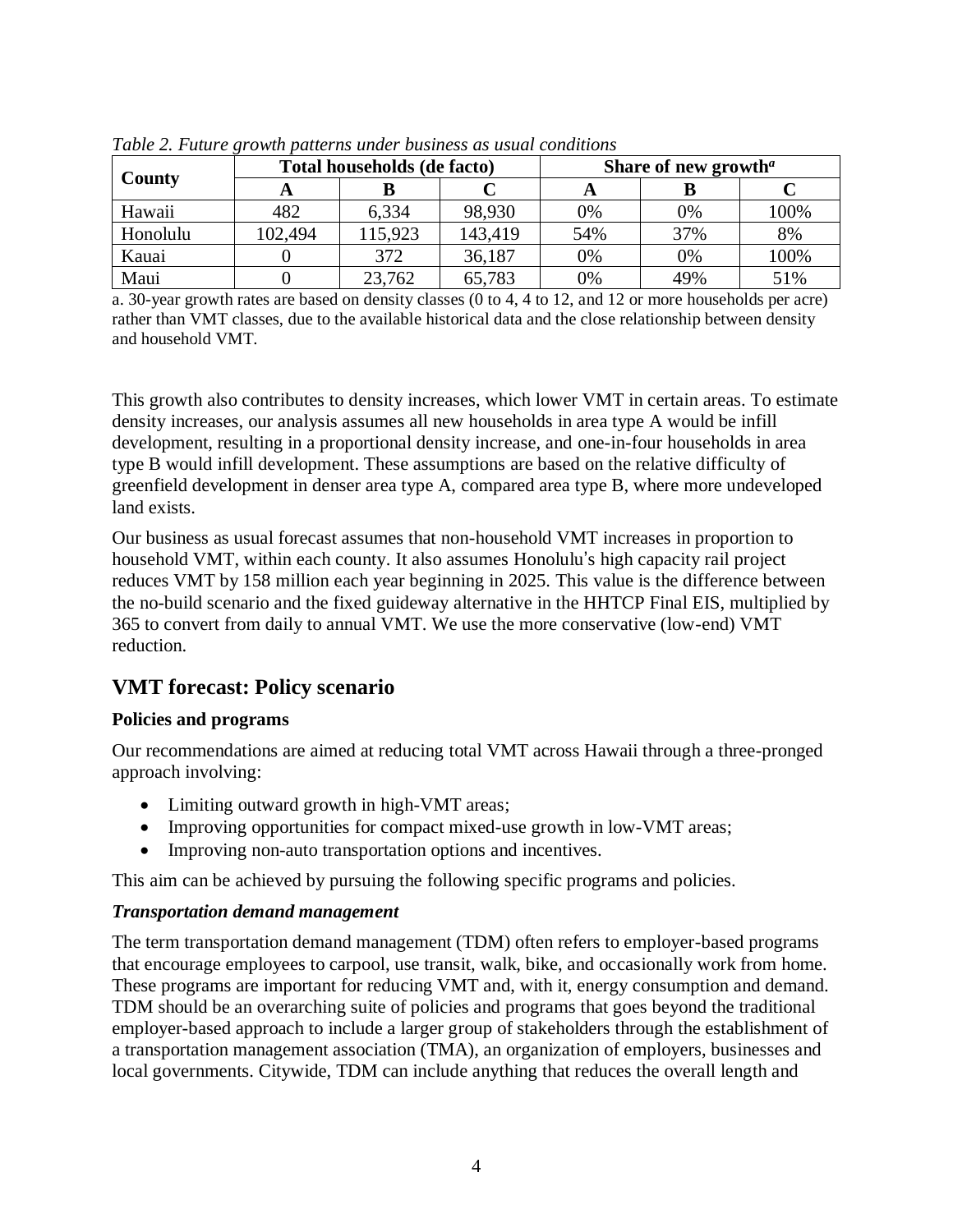*Table 2. Future growth patterns under business as usual conditions*

| County | Total households (de facto) | | | Share of new growth[a] | | |
|---|---|---|---|---|---|---|
| | A | B | C | A | B | C |
| Hawaii | 482 | 6,334 | 98,930 | 0% | 0% | 100% |
| Honolulu | 102,494 | 115,923 | 143,419 | 54% | 37% | 8% |
| Kauai | 0 | 372 | 36,187 | 0% | 0% | 100% |
| Maui | 0 | 23,762 | 65,783 | 0% | 49% | 51% |

a. 30-year growth rates are based on density classes (0 to 4, 4 to 12, and 12 or more households per acre) rather than VMT classes, due to the available historical data and the close relationship between density and household VMT.

This growth also contributes to density increases, which lower VMT in certain areas. To estimate density increases, our analysis assumes all new households in area type A would be infill development, resulting in a proportional density increase, and one-in-four households in area type B would infill development. These assumptions are based on the relative difficulty of greenfield development in denser area type A, compared area type B, where more undeveloped land exists.

Our business as usual forecast assumes that non-household VMT increases in proportion to household VMT, within each county. It also assumes Honolulu's high capacity rail project reduces VMT by 158 million each year beginning in 2025. This value is the difference between the no-build scenario and the fixed guideway alternative in the HHTCP Final EIS, multiplied by 365 to convert from daily to annual VMT. We use the more conservative (low-end) VMT reduction.

## VMT forecast: Policy scenario

### Policies and programs

Our recommendations are aimed at reducing total VMT across Hawaii through a three-pronged approach involving:

- Limiting outward growth in high-VMT areas;
- Improving opportunities for compact mixed-use growth in low-VMT areas;
- Improving non-auto transportation options and incentives.

This aim can be achieved by pursuing the following specific programs and policies.

#### *Transportation demand management*

The term transportation demand management (TDM) often refers to employer-based programs that encourage employees to carpool, use transit, walk, bike, and occasionally work from home. These programs are important for reducing VMT and, with it, energy consumption and demand. TDM should be an overarching suite of policies and programs that goes beyond the traditional employer-based approach to include a larger group of stakeholders through the establishment of a transportation management association (TMA), an organization of employers, businesses and local governments. Citywide, TDM can include anything that reduces the overall length and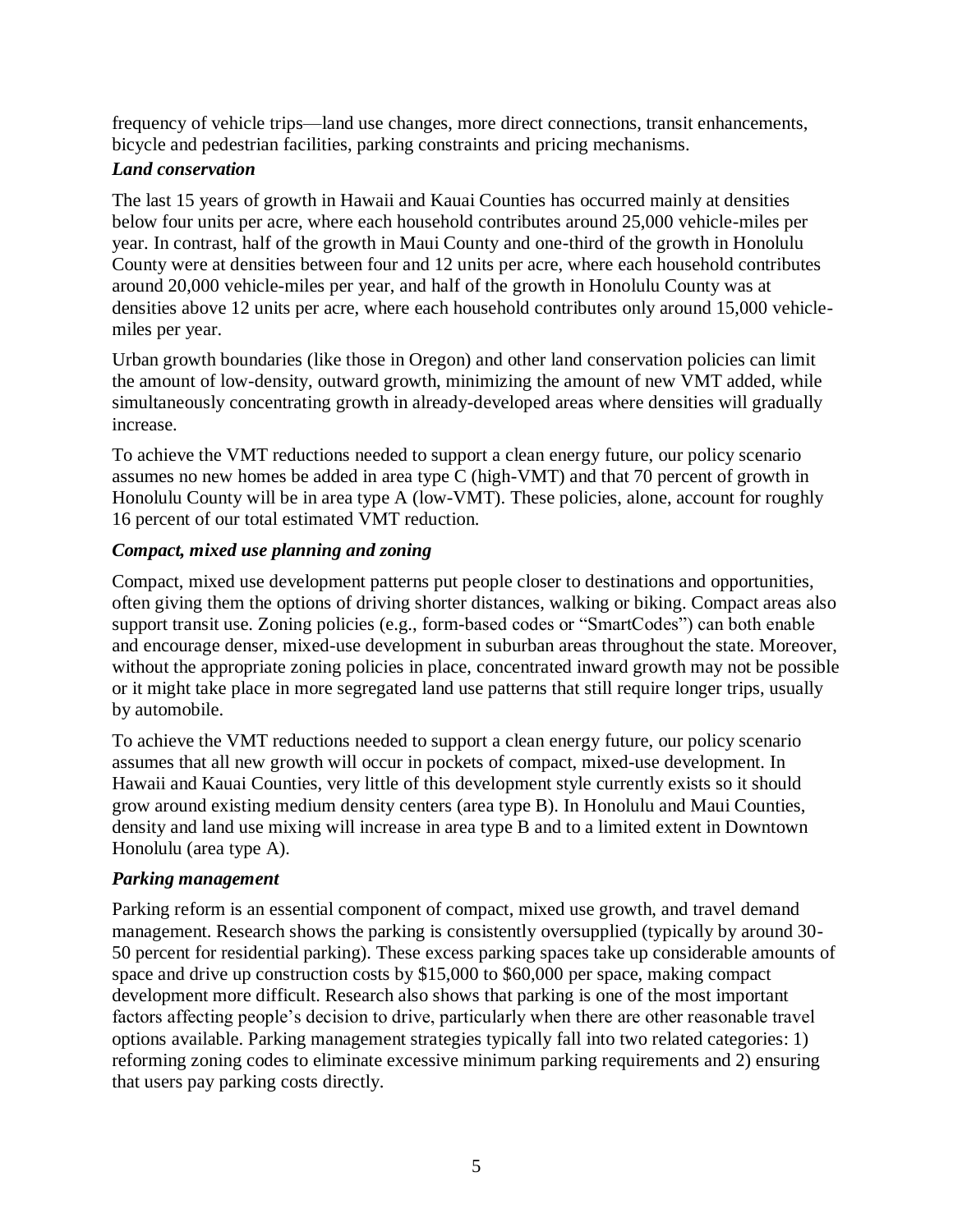frequency of vehicle trips—land use changes, more direct connections, transit enhancements, bicycle and pedestrian facilities, parking constraints and pricing mechanisms.

***Land conservation***

The last 15 years of growth in Hawaii and Kauai Counties has occurred mainly at densities below four units per acre, where each household contributes around 25,000 vehicle-miles per year. In contrast, half of the growth in Maui County and one-third of the growth in Honolulu County were at densities between four and 12 units per acre, where each household contributes around 20,000 vehicle-miles per year, and half of the growth in Honolulu County was at densities above 12 units per acre, where each household contributes only around 15,000 vehicle-miles per year.

Urban growth boundaries (like those in Oregon) and other land conservation policies can limit the amount of low-density, outward growth, minimizing the amount of new VMT added, while simultaneously concentrating growth in already-developed areas where densities will gradually increase.

To achieve the VMT reductions needed to support a clean energy future, our policy scenario assumes no new homes be added in area type C (high-VMT) and that 70 percent of growth in Honolulu County will be in area type A (low-VMT). These policies, alone, account for roughly 16 percent of our total estimated VMT reduction.

***Compact, mixed use planning and zoning***

Compact, mixed use development patterns put people closer to destinations and opportunities, often giving them the options of driving shorter distances, walking or biking. Compact areas also support transit use. Zoning policies (e.g., form-based codes or "SmartCodes") can both enable and encourage denser, mixed-use development in suburban areas throughout the state. Moreover, without the appropriate zoning policies in place, concentrated inward growth may not be possible or it might take place in more segregated land use patterns that still require longer trips, usually by automobile.

To achieve the VMT reductions needed to support a clean energy future, our policy scenario assumes that all new growth will occur in pockets of compact, mixed-use development. In Hawaii and Kauai Counties, very little of this development style currently exists so it should grow around existing medium density centers (area type B). In Honolulu and Maui Counties, density and land use mixing will increase in area type B and to a limited extent in Downtown Honolulu (area type A).

***Parking management***

Parking reform is an essential component of compact, mixed use growth, and travel demand management. Research shows the parking is consistently oversupplied (typically by around 30-50 percent for residential parking). These excess parking spaces take up considerable amounts of space and drive up construction costs by $15,000 to $60,000 per space, making compact development more difficult. Research also shows that parking is one of the most important factors affecting people's decision to drive, particularly when there are other reasonable travel options available. Parking management strategies typically fall into two related categories: 1) reforming zoning codes to eliminate excessive minimum parking requirements and 2) ensuring that users pay parking costs directly.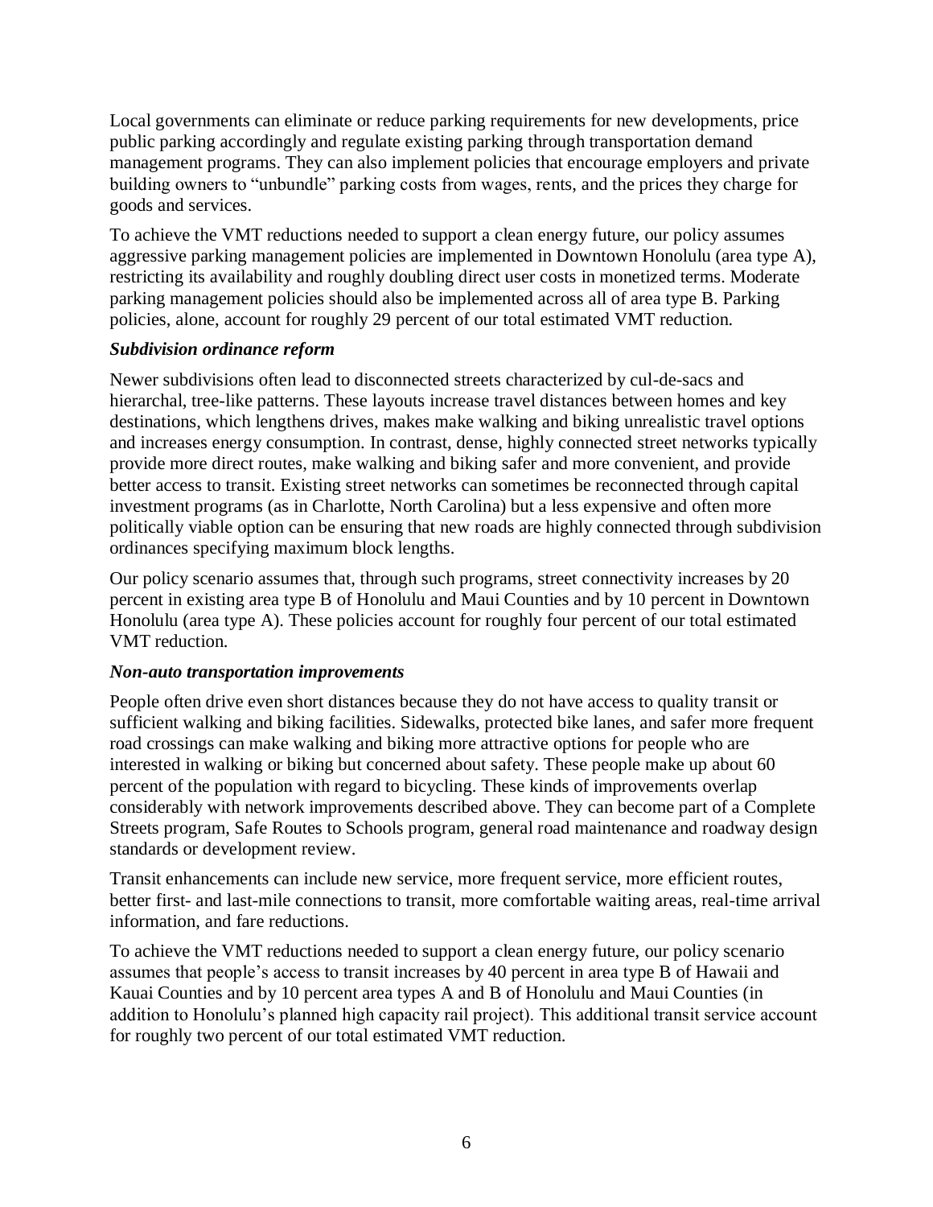Local governments can eliminate or reduce parking requirements for new developments, price public parking accordingly and regulate existing parking through transportation demand management programs. They can also implement policies that encourage employers and private building owners to "unbundle" parking costs from wages, rents, and the prices they charge for goods and services.

To achieve the VMT reductions needed to support a clean energy future, our policy assumes aggressive parking management policies are implemented in Downtown Honolulu (area type A), restricting its availability and roughly doubling direct user costs in monetized terms. Moderate parking management policies should also be implemented across all of area type B. Parking policies, alone, account for roughly 29 percent of our total estimated VMT reduction.

***Subdivision ordinance reform***

Newer subdivisions often lead to disconnected streets characterized by cul-de-sacs and hierarchal, tree-like patterns. These layouts increase travel distances between homes and key destinations, which lengthens drives, makes make walking and biking unrealistic travel options and increases energy consumption. In contrast, dense, highly connected street networks typically provide more direct routes, make walking and biking safer and more convenient, and provide better access to transit. Existing street networks can sometimes be reconnected through capital investment programs (as in Charlotte, North Carolina) but a less expensive and often more politically viable option can be ensuring that new roads are highly connected through subdivision ordinances specifying maximum block lengths.

Our policy scenario assumes that, through such programs, street connectivity increases by 20 percent in existing area type B of Honolulu and Maui Counties and by 10 percent in Downtown Honolulu (area type A). These policies account for roughly four percent of our total estimated VMT reduction.

***Non-auto transportation improvements***

People often drive even short distances because they do not have access to quality transit or sufficient walking and biking facilities. Sidewalks, protected bike lanes, and safer more frequent road crossings can make walking and biking more attractive options for people who are interested in walking or biking but concerned about safety. These people make up about 60 percent of the population with regard to bicycling. These kinds of improvements overlap considerably with network improvements described above. They can become part of a Complete Streets program, Safe Routes to Schools program, general road maintenance and roadway design standards or development review.

Transit enhancements can include new service, more frequent service, more efficient routes, better first- and last-mile connections to transit, more comfortable waiting areas, real-time arrival information, and fare reductions.

To achieve the VMT reductions needed to support a clean energy future, our policy scenario assumes that people's access to transit increases by 40 percent in area type B of Hawaii and Kauai Counties and by 10 percent area types A and B of Honolulu and Maui Counties (in addition to Honolulu's planned high capacity rail project). This additional transit service account for roughly two percent of our total estimated VMT reduction.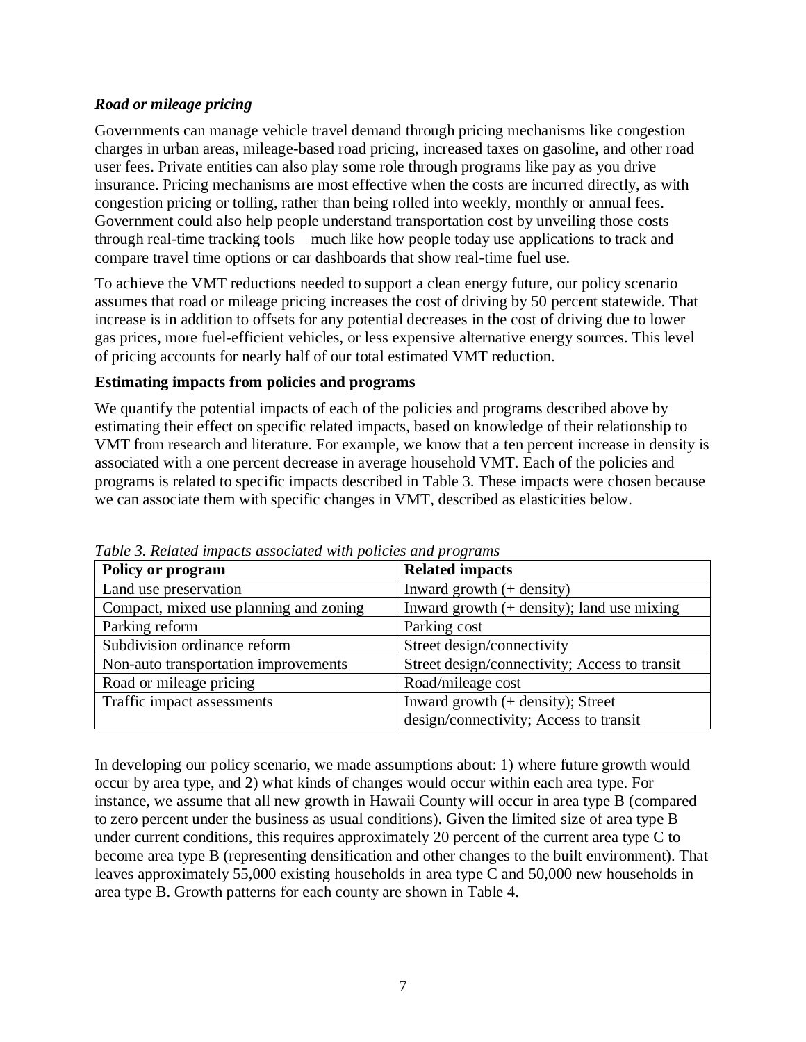### *Road or mileage pricing*

Governments can manage vehicle travel demand through pricing mechanisms like congestion charges in urban areas, mileage-based road pricing, increased taxes on gasoline, and other road user fees. Private entities can also play some role through programs like pay as you drive insurance. Pricing mechanisms are most effective when the costs are incurred directly, as with congestion pricing or tolling, rather than being rolled into weekly, monthly or annual fees. Government could also help people understand transportation cost by unveiling those costs through real-time tracking tools—much like how people today use applications to track and compare travel time options or car dashboards that show real-time fuel use.

To achieve the VMT reductions needed to support a clean energy future, our policy scenario assumes that road or mileage pricing increases the cost of driving by 50 percent statewide. That increase is in addition to offsets for any potential decreases in the cost of driving due to lower gas prices, more fuel-efficient vehicles, or less expensive alternative energy sources. This level of pricing accounts for nearly half of our total estimated VMT reduction.

### **Estimating impacts from policies and programs**

We quantify the potential impacts of each of the policies and programs described above by estimating their effect on specific related impacts, based on knowledge of their relationship to VMT from research and literature. For example, we know that a ten percent increase in density is associated with a one percent decrease in average household VMT. Each of the policies and programs is related to specific impacts described in Table 3. These impacts were chosen because we can associate them with specific changes in VMT, described as elasticities below.

*Table 3. Related impacts associated with policies and programs*

| Policy or program | Related impacts |
|---|---|
| Land use preservation | Inward growth (+ density) |
| Compact, mixed use planning and zoning | Inward growth (+ density); land use mixing |
| Parking reform | Parking cost |
| Subdivision ordinance reform | Street design/connectivity |
| Non-auto transportation improvements | Street design/connectivity; Access to transit |
| Road or mileage pricing | Road/mileage cost |
| Traffic impact assessments | Inward growth (+ density); Street design/connectivity; Access to transit |

In developing our policy scenario, we made assumptions about: 1) where future growth would occur by area type, and 2) what kinds of changes would occur within each area type. For instance, we assume that all new growth in Hawaii County will occur in area type B (compared to zero percent under the business as usual conditions). Given the limited size of area type B under current conditions, this requires approximately 20 percent of the current area type C to become area type B (representing densification and other changes to the built environment). That leaves approximately 55,000 existing households in area type C and 50,000 new households in area type B. Growth patterns for each county are shown in Table 4.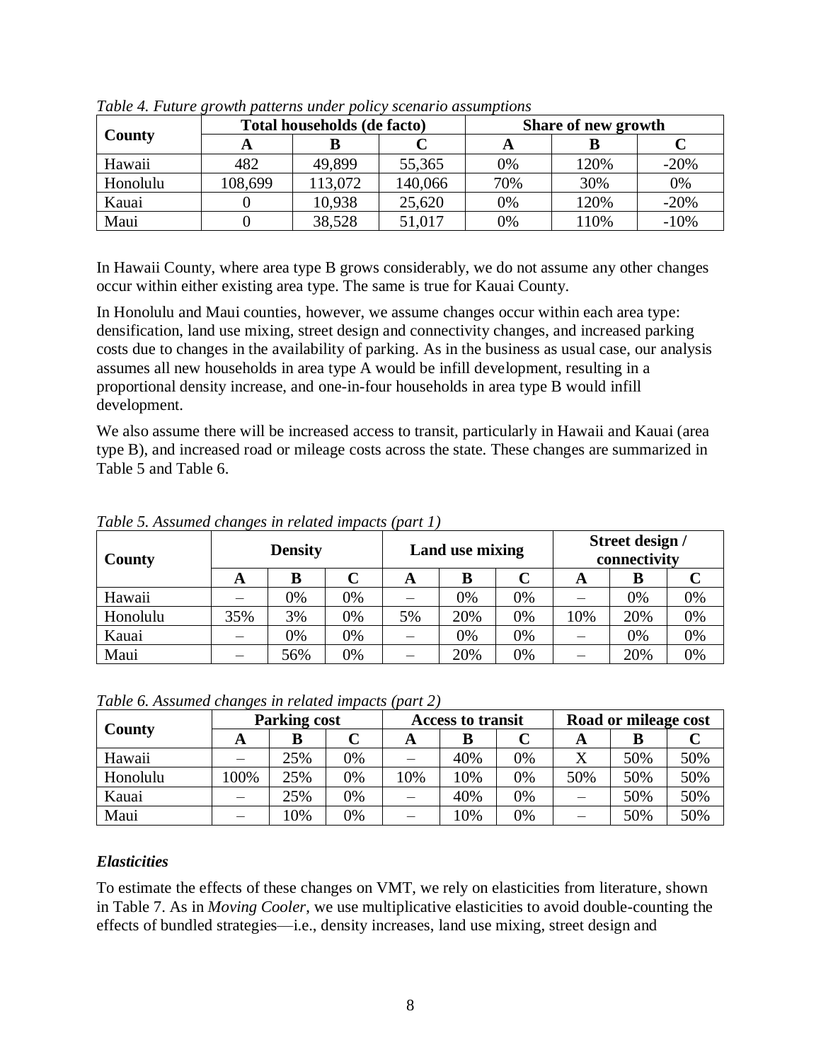*Table 4. Future growth patterns under policy scenario assumptions*

| County | Total households (de facto) | | | Share of new growth | | |
|---|---|---|---|---|---|---|
| | A | B | C | A | B | C |
| Hawaii | 482 | 49,899 | 55,365 | 0% | 120% | -20% |
| Honolulu | 108,699 | 113,072 | 140,066 | 70% | 30% | 0% |
| Kauai | 0 | 10,938 | 25,620 | 0% | 120% | -20% |
| Maui | 0 | 38,528 | 51,017 | 0% | 110% | -10% |

In Hawaii County, where area type B grows considerably, we do not assume any other changes occur within either existing area type. The same is true for Kauai County.

In Honolulu and Maui counties, however, we assume changes occur within each area type: densification, land use mixing, street design and connectivity changes, and increased parking costs due to changes in the availability of parking. As in the business as usual case, our analysis assumes all new households in area type A would be infill development, resulting in a proportional density increase, and one-in-four households in area type B would infill development.

We also assume there will be increased access to transit, particularly in Hawaii and Kauai (area type B), and increased road or mileage costs across the state. These changes are summarized in Table 5 and Table 6.

*Table 5. Assumed changes in related impacts (part 1)*

| County | Density | | | Land use mixing | | | Street design / connectivity | | |
|---|---|---|---|---|---|---|---|---|---|
| | A | B | C | A | B | C | A | B | C |
| Hawaii | – | 0% | 0% | – | 0% | 0% | – | 0% | 0% |
| Honolulu | 35% | 3% | 0% | 5% | 20% | 0% | 10% | 20% | 0% |
| Kauai | – | 0% | 0% | – | 0% | 0% | – | 0% | 0% |
| Maui | – | 56% | 0% | – | 20% | 0% | – | 20% | 0% |

*Table 6. Assumed changes in related impacts (part 2)*

| County | Parking cost | | | Access to transit | | | Road or mileage cost | | |
|---|---|---|---|---|---|---|---|---|---|
| | A | B | C | A | B | C | A | B | C |
| Hawaii | – | 25% | 0% | – | 40% | 0% | X | 50% | 50% |
| Honolulu | 100% | 25% | 0% | 10% | 10% | 0% | 50% | 50% | 50% |
| Kauai | – | 25% | 0% | – | 40% | 0% | – | 50% | 50% |
| Maui | – | 10% | 0% | – | 10% | 0% | – | 50% | 50% |

### *Elasticities*

To estimate the effects of these changes on VMT, we rely on elasticities from literature, shown in Table 7. As in *Moving Cooler*, we use multiplicative elasticities to avoid double-counting the effects of bundled strategies—i.e., density increases, land use mixing, street design and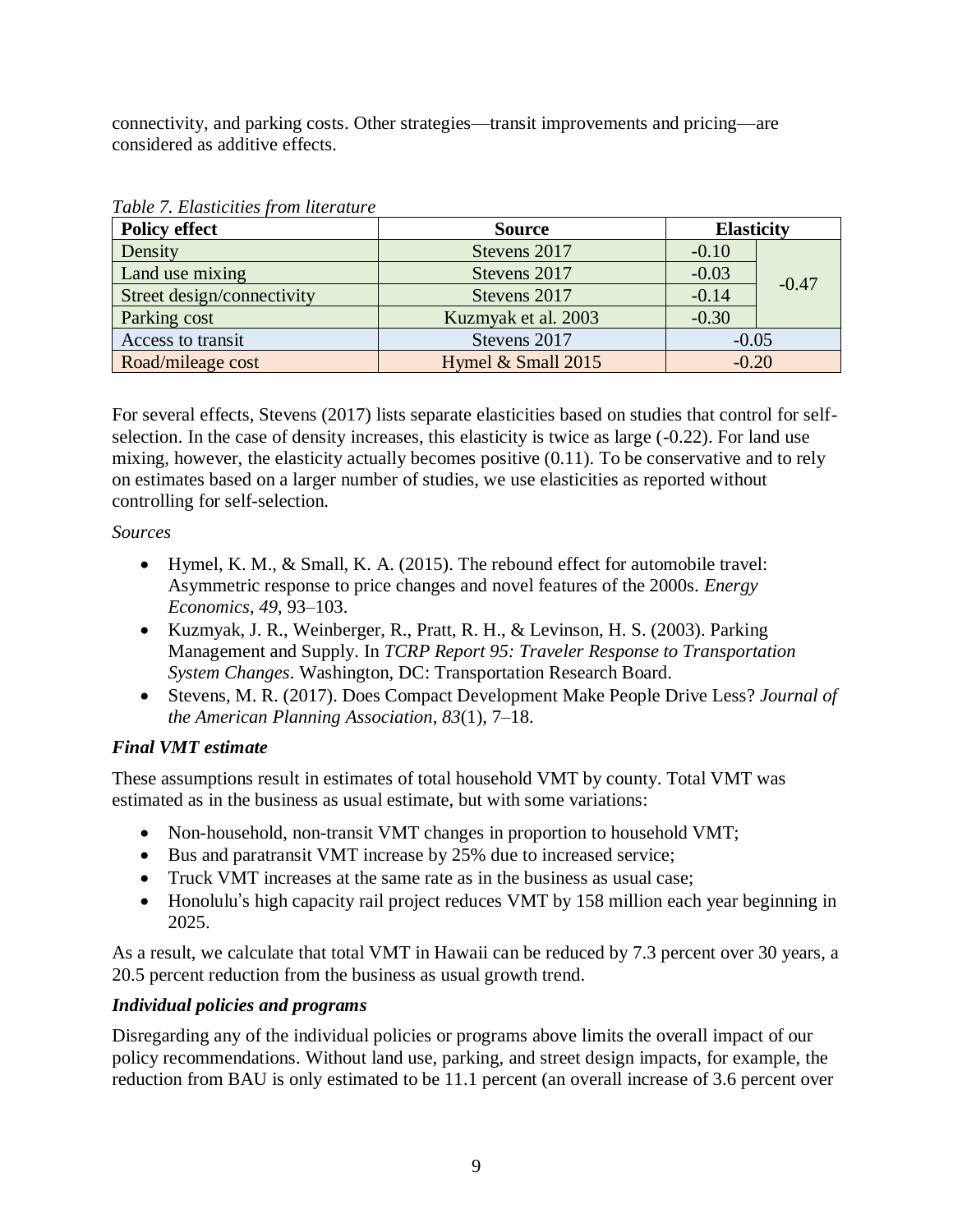connectivity, and parking costs. Other strategies—transit improvements and pricing—are considered as additive effects.

*Table 7. Elasticities from literature*

| Policy effect | Source | Elasticity | |
|---|---|---|---|
| Density | Stevens 2017 | -0.10 | -0.47 |
| Land use mixing | Stevens 2017 | -0.03 | |
| Street design/connectivity | Stevens 2017 | -0.14 | |
| Parking cost | Kuzmyak et al. 2003 | -0.30 | |
| Access to transit | Stevens 2017 | -0.05 | |
| Road/mileage cost | Hymel & Small 2015 | -0.20 | |

For several effects, Stevens (2017) lists separate elasticities based on studies that control for self-selection. In the case of density increases, this elasticity is twice as large (-0.22). For land use mixing, however, the elasticity actually becomes positive (0.11). To be conservative and to rely on estimates based on a larger number of studies, we use elasticities as reported without controlling for self-selection.

*Sources*

- Hymel, K. M., & Small, K. A. (2015). The rebound effect for automobile travel: Asymmetric response to price changes and novel features of the 2000s. *Energy Economics*, *49*, 93–103.
- Kuzmyak, J. R., Weinberger, R., Pratt, R. H., & Levinson, H. S. (2003). Parking Management and Supply. In *TCRP Report 95: Traveler Response to Transportation System Changes*. Washington, DC: Transportation Research Board.
- Stevens, M. R. (2017). Does Compact Development Make People Drive Less? *Journal of the American Planning Association*, *83*(1), 7–18.

### *Final VMT estimate*

These assumptions result in estimates of total household VMT by county. Total VMT was estimated as in the business as usual estimate, but with some variations:

- Non-household, non-transit VMT changes in proportion to household VMT;
- Bus and paratransit VMT increase by 25% due to increased service;
- Truck VMT increases at the same rate as in the business as usual case;
- Honolulu's high capacity rail project reduces VMT by 158 million each year beginning in 2025.

As a result, we calculate that total VMT in Hawaii can be reduced by 7.3 percent over 30 years, a 20.5 percent reduction from the business as usual growth trend.

### *Individual policies and programs*

Disregarding any of the individual policies or programs above limits the overall impact of our policy recommendations. Without land use, parking, and street design impacts, for example, the reduction from BAU is only estimated to be 11.1 percent (an overall increase of 3.6 percent over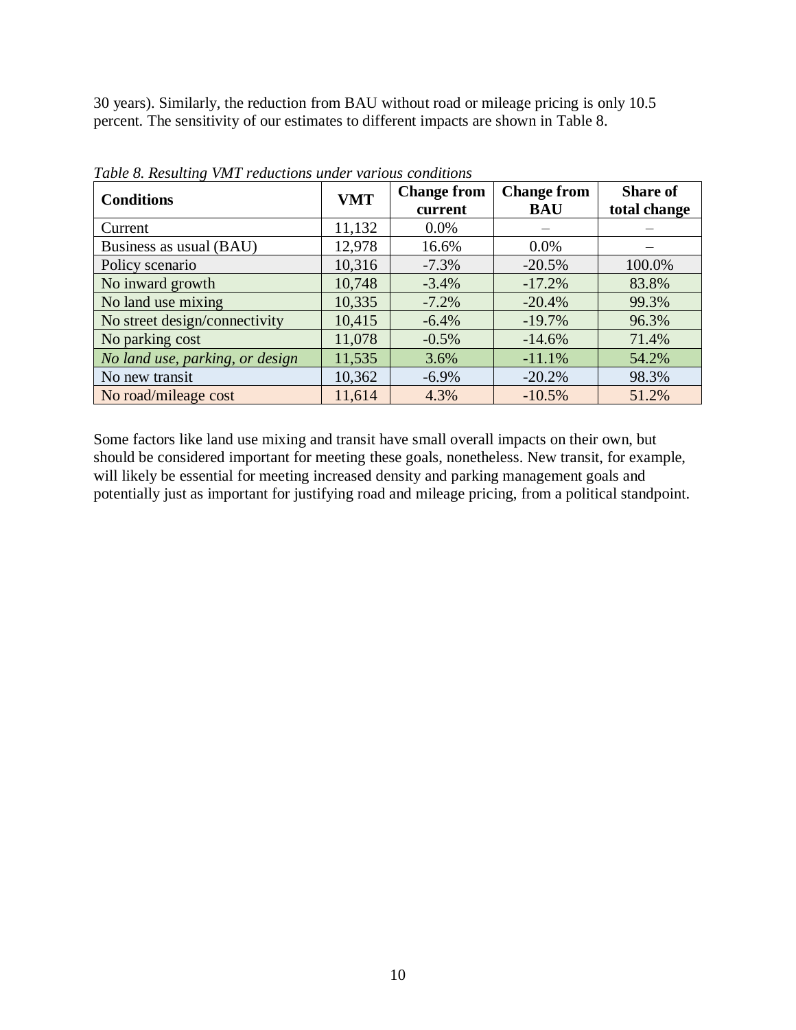30 years). Similarly, the reduction from BAU without road or mileage pricing is only 10.5 percent. The sensitivity of our estimates to different impacts are shown in Table 8.

*Table 8. Resulting VMT reductions under various conditions*

| Conditions | VMT | Change from current | Change from BAU | Share of total change |
|---|---|---|---|---|
| Current | 11,132 | 0.0% | – | – |
| Business as usual (BAU) | 12,978 | 16.6% | 0.0% | – |
| Policy scenario | 10,316 | -7.3% | -20.5% | 100.0% |
| No inward growth | 10,748 | -3.4% | -17.2% | 83.8% |
| No land use mixing | 10,335 | -7.2% | -20.4% | 99.3% |
| No street design/connectivity | 10,415 | -6.4% | -19.7% | 96.3% |
| No parking cost | 11,078 | -0.5% | -14.6% | 71.4% |
| *No land use, parking, or design* | 11,535 | 3.6% | -11.1% | 54.2% |
| No new transit | 10,362 | -6.9% | -20.2% | 98.3% |
| No road/mileage cost | 11,614 | 4.3% | -10.5% | 51.2% |

Some factors like land use mixing and transit have small overall impacts on their own, but should be considered important for meeting these goals, nonetheless. New transit, for example, will likely be essential for meeting increased density and parking management goals and potentially just as important for justifying road and mileage pricing, from a political standpoint.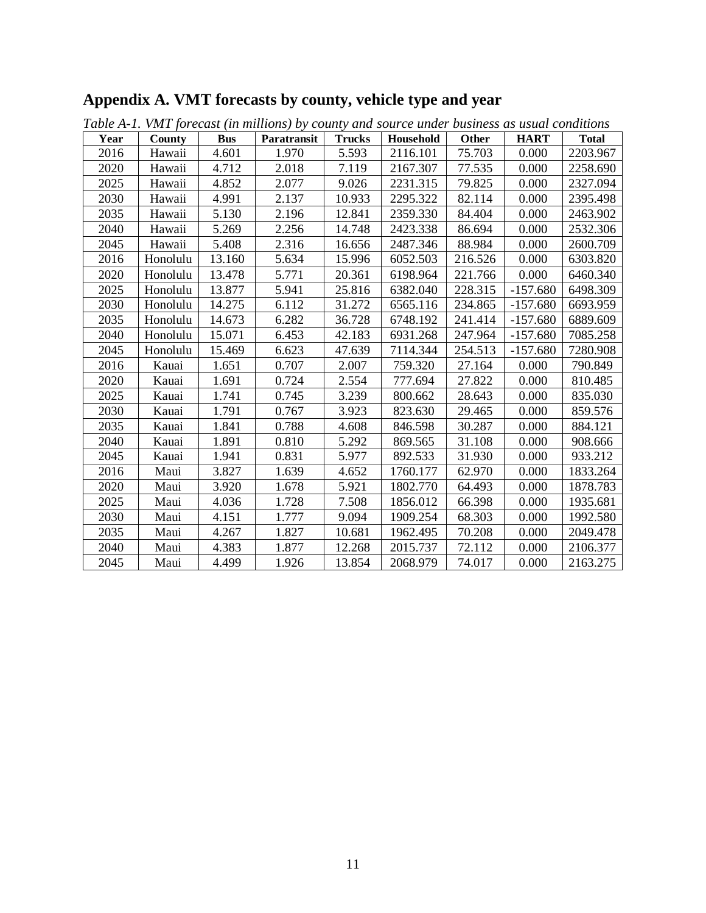## Appendix A. VMT forecasts by county, vehicle type and year

*Table A-1. VMT forecast (in millions) by county and source under business as usual conditions*

| Year | County | Bus | Paratransit | Trucks | Household | Other | HART | Total |
|---|---|---|---|---|---|---|---|---|
| 2016 | Hawaii | 4.601 | 1.970 | 5.593 | 2116.101 | 75.703 | 0.000 | 2203.967 |
| 2020 | Hawaii | 4.712 | 2.018 | 7.119 | 2167.307 | 77.535 | 0.000 | 2258.690 |
| 2025 | Hawaii | 4.852 | 2.077 | 9.026 | 2231.315 | 79.825 | 0.000 | 2327.094 |
| 2030 | Hawaii | 4.991 | 2.137 | 10.933 | 2295.322 | 82.114 | 0.000 | 2395.498 |
| 2035 | Hawaii | 5.130 | 2.196 | 12.841 | 2359.330 | 84.404 | 0.000 | 2463.902 |
| 2040 | Hawaii | 5.269 | 2.256 | 14.748 | 2423.338 | 86.694 | 0.000 | 2532.306 |
| 2045 | Hawaii | 5.408 | 2.316 | 16.656 | 2487.346 | 88.984 | 0.000 | 2600.709 |
| 2016 | Honolulu | 13.160 | 5.634 | 15.996 | 6052.503 | 216.526 | 0.000 | 6303.820 |
| 2020 | Honolulu | 13.478 | 5.771 | 20.361 | 6198.964 | 221.766 | 0.000 | 6460.340 |
| 2025 | Honolulu | 13.877 | 5.941 | 25.816 | 6382.040 | 228.315 | -157.680 | 6498.309 |
| 2030 | Honolulu | 14.275 | 6.112 | 31.272 | 6565.116 | 234.865 | -157.680 | 6693.959 |
| 2035 | Honolulu | 14.673 | 6.282 | 36.728 | 6748.192 | 241.414 | -157.680 | 6889.609 |
| 2040 | Honolulu | 15.071 | 6.453 | 42.183 | 6931.268 | 247.964 | -157.680 | 7085.258 |
| 2045 | Honolulu | 15.469 | 6.623 | 47.639 | 7114.344 | 254.513 | -157.680 | 7280.908 |
| 2016 | Kauai | 1.651 | 0.707 | 2.007 | 759.320 | 27.164 | 0.000 | 790.849 |
| 2020 | Kauai | 1.691 | 0.724 | 2.554 | 777.694 | 27.822 | 0.000 | 810.485 |
| 2025 | Kauai | 1.741 | 0.745 | 3.239 | 800.662 | 28.643 | 0.000 | 835.030 |
| 2030 | Kauai | 1.791 | 0.767 | 3.923 | 823.630 | 29.465 | 0.000 | 859.576 |
| 2035 | Kauai | 1.841 | 0.788 | 4.608 | 846.598 | 30.287 | 0.000 | 884.121 |
| 2040 | Kauai | 1.891 | 0.810 | 5.292 | 869.565 | 31.108 | 0.000 | 908.666 |
| 2045 | Kauai | 1.941 | 0.831 | 5.977 | 892.533 | 31.930 | 0.000 | 933.212 |
| 2016 | Maui | 3.827 | 1.639 | 4.652 | 1760.177 | 62.970 | 0.000 | 1833.264 |
| 2020 | Maui | 3.920 | 1.678 | 5.921 | 1802.770 | 64.493 | 0.000 | 1878.783 |
| 2025 | Maui | 4.036 | 1.728 | 7.508 | 1856.012 | 66.398 | 0.000 | 1935.681 |
| 2030 | Maui | 4.151 | 1.777 | 9.094 | 1909.254 | 68.303 | 0.000 | 1992.580 |
| 2035 | Maui | 4.267 | 1.827 | 10.681 | 1962.495 | 70.208 | 0.000 | 2049.478 |
| 2040 | Maui | 4.383 | 1.877 | 12.268 | 2015.737 | 72.112 | 0.000 | 2106.377 |
| 2045 | Maui | 4.499 | 1.926 | 13.854 | 2068.979 | 74.017 | 0.000 | 2163.275 |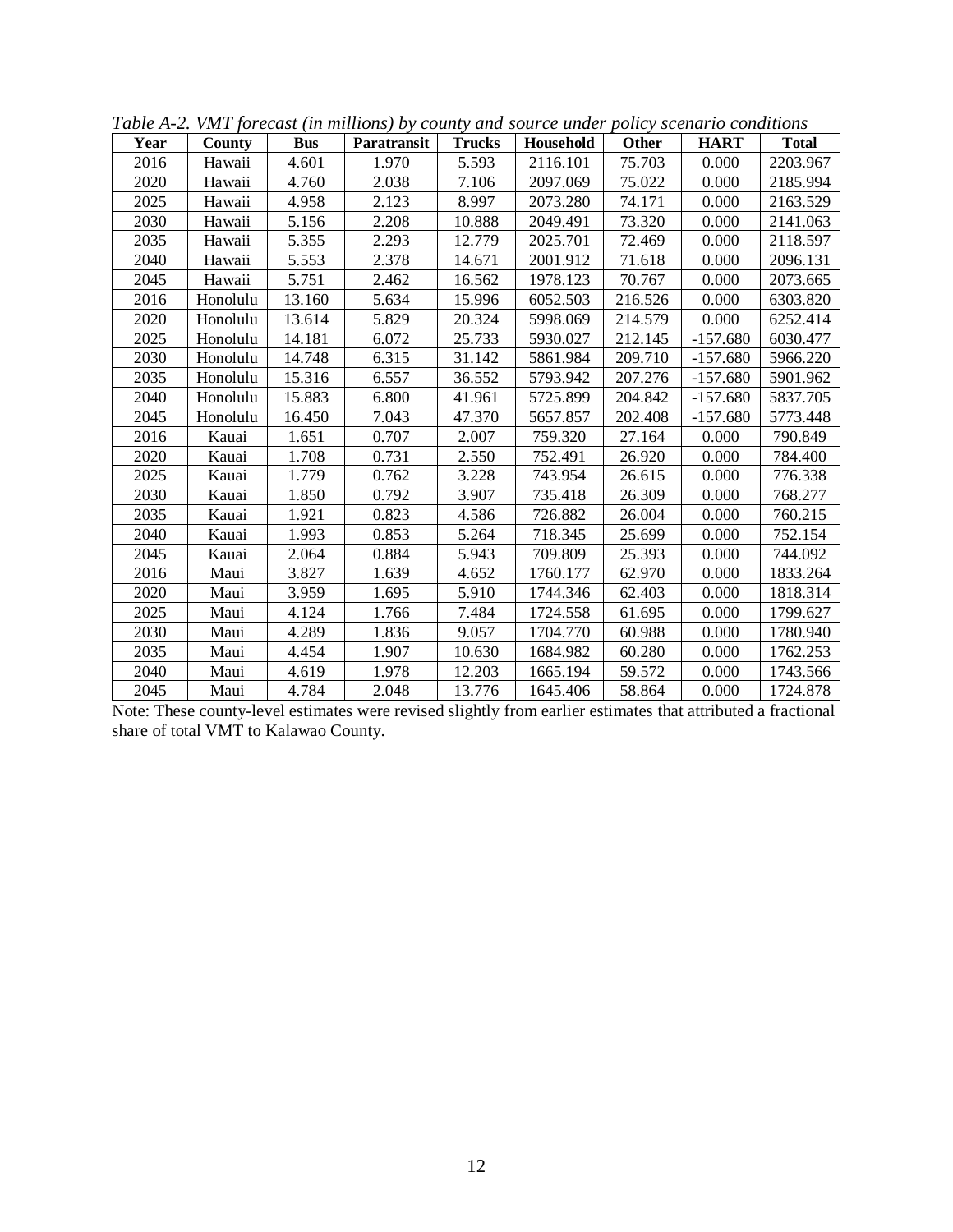*Table A-2. VMT forecast (in millions) by county and source under policy scenario conditions*

| Year | County | Bus | Paratransit | Trucks | Household | Other | HART | Total |
|---|---|---|---|---|---|---|---|---|
| 2016 | Hawaii | 4.601 | 1.970 | 5.593 | 2116.101 | 75.703 | 0.000 | 2203.967 |
| 2020 | Hawaii | 4.760 | 2.038 | 7.106 | 2097.069 | 75.022 | 0.000 | 2185.994 |
| 2025 | Hawaii | 4.958 | 2.123 | 8.997 | 2073.280 | 74.171 | 0.000 | 2163.529 |
| 2030 | Hawaii | 5.156 | 2.208 | 10.888 | 2049.491 | 73.320 | 0.000 | 2141.063 |
| 2035 | Hawaii | 5.355 | 2.293 | 12.779 | 2025.701 | 72.469 | 0.000 | 2118.597 |
| 2040 | Hawaii | 5.553 | 2.378 | 14.671 | 2001.912 | 71.618 | 0.000 | 2096.131 |
| 2045 | Hawaii | 5.751 | 2.462 | 16.562 | 1978.123 | 70.767 | 0.000 | 2073.665 |
| 2016 | Honolulu | 13.160 | 5.634 | 15.996 | 6052.503 | 216.526 | 0.000 | 6303.820 |
| 2020 | Honolulu | 13.614 | 5.829 | 20.324 | 5998.069 | 214.579 | 0.000 | 6252.414 |
| 2025 | Honolulu | 14.181 | 6.072 | 25.733 | 5930.027 | 212.145 | -157.680 | 6030.477 |
| 2030 | Honolulu | 14.748 | 6.315 | 31.142 | 5861.984 | 209.710 | -157.680 | 5966.220 |
| 2035 | Honolulu | 15.316 | 6.557 | 36.552 | 5793.942 | 207.276 | -157.680 | 5901.962 |
| 2040 | Honolulu | 15.883 | 6.800 | 41.961 | 5725.899 | 204.842 | -157.680 | 5837.705 |
| 2045 | Honolulu | 16.450 | 7.043 | 47.370 | 5657.857 | 202.408 | -157.680 | 5773.448 |
| 2016 | Kauai | 1.651 | 0.707 | 2.007 | 759.320 | 27.164 | 0.000 | 790.849 |
| 2020 | Kauai | 1.708 | 0.731 | 2.550 | 752.491 | 26.920 | 0.000 | 784.400 |
| 2025 | Kauai | 1.779 | 0.762 | 3.228 | 743.954 | 26.615 | 0.000 | 776.338 |
| 2030 | Kauai | 1.850 | 0.792 | 3.907 | 735.418 | 26.309 | 0.000 | 768.277 |
| 2035 | Kauai | 1.921 | 0.823 | 4.586 | 726.882 | 26.004 | 0.000 | 760.215 |
| 2040 | Kauai | 1.993 | 0.853 | 5.264 | 718.345 | 25.699 | 0.000 | 752.154 |
| 2045 | Kauai | 2.064 | 0.884 | 5.943 | 709.809 | 25.393 | 0.000 | 744.092 |
| 2016 | Maui | 3.827 | 1.639 | 4.652 | 1760.177 | 62.970 | 0.000 | 1833.264 |
| 2020 | Maui | 3.959 | 1.695 | 5.910 | 1744.346 | 62.403 | 0.000 | 1818.314 |
| 2025 | Maui | 4.124 | 1.766 | 7.484 | 1724.558 | 61.695 | 0.000 | 1799.627 |
| 2030 | Maui | 4.289 | 1.836 | 9.057 | 1704.770 | 60.988 | 0.000 | 1780.940 |
| 2035 | Maui | 4.454 | 1.907 | 10.630 | 1684.982 | 60.280 | 0.000 | 1762.253 |
| 2040 | Maui | 4.619 | 1.978 | 12.203 | 1665.194 | 59.572 | 0.000 | 1743.566 |
| 2045 | Maui | 4.784 | 2.048 | 13.776 | 1645.406 | 58.864 | 0.000 | 1724.878 |

Note: These county-level estimates were revised slightly from earlier estimates that attributed a fractional share of total VMT to Kalawao County.